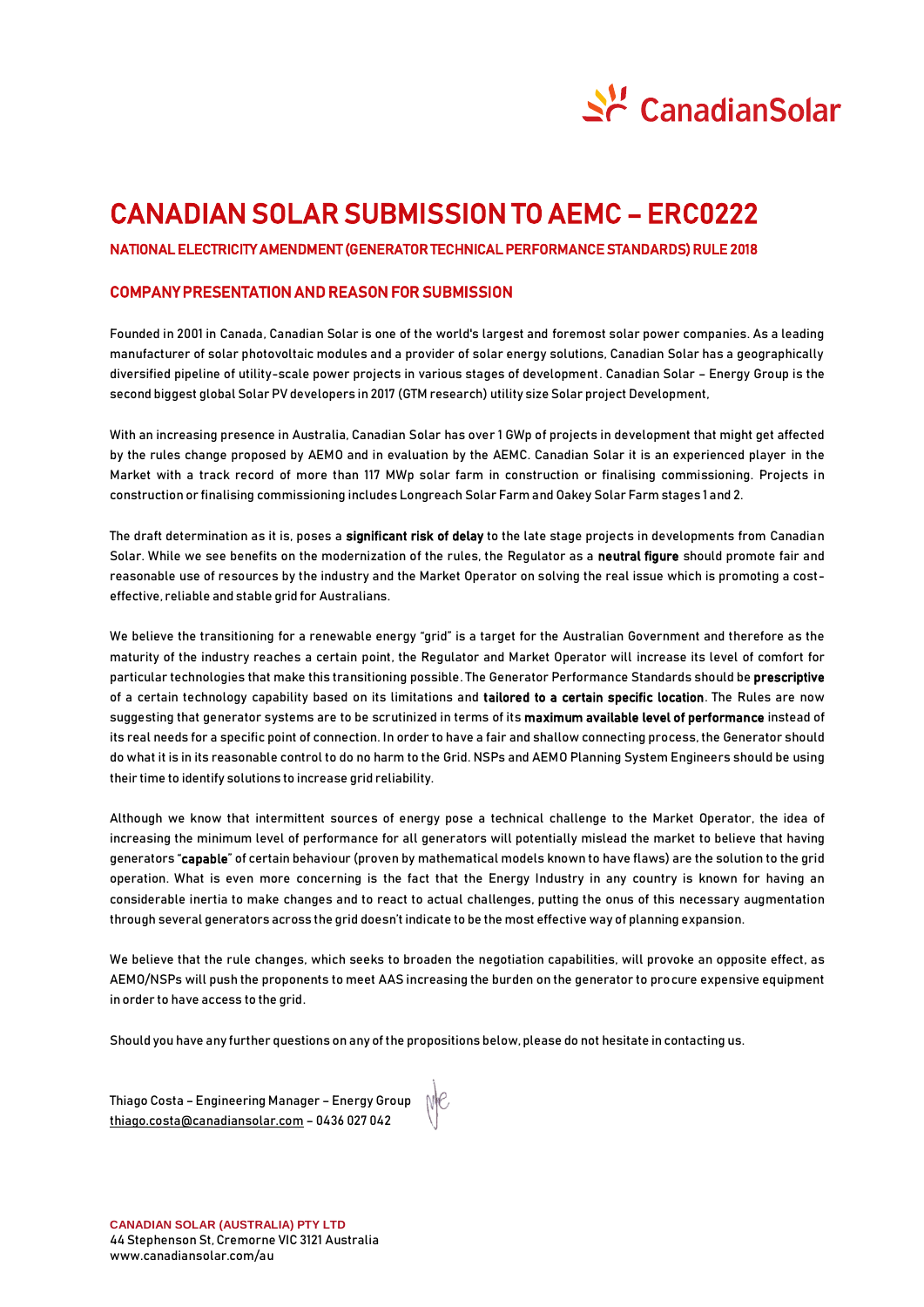# CANADIAN SOLAR SUBMISSION TO AEMC – ERC0222

**NATIONAL ELECTRICITY AMENDMENT (GENERATOR TECHNICAL PERFORMANCE STANDARDS) RULE 2018**

## COMPANY PRESENTATION AND REASON FOR SUBMISSION

Founded in 2001 in Canada, Canadian Solar is one of the world's largest and foremost solar power companies. As a leading manufacturer of solar photovoltaic modules and a provider of solar energy solutions, Canadian Solar has a geographically diversified pipeline of utility-scale power projects in various stages of development. Canadian Solar – Energy Group is the second biggest global Solar PV developers in 2017 (GTM research) utility size Solar project Development,

With an increasing presence in Australia, Canadian Solar has over 1 GWp of projects in development that might get affected by the rules change proposed by AEMO and in evaluation by the AEMC. Canadian Solar it is an experienced player in the Market with a track record of more than 117 MWp solar farm in construction or finalising commissioning. Projects in construction or finalising commissioning includes Longreach Solar Farm and Oakey Solar Farm stages 1 and 2.

The draft determination as it is, poses a **significant risk of delay** to the late stage projects in developments from Canadian Solar. While we see benefits on the modernization of the rules, the Regulator as a **neutral figure** should promote fair and reasonable use of resources by the industry and the Market Operator on solving the real issue which is promoting a cost-effective, reliable and stable grid for Australians.

We believe the transitioning for a renewable energy "grid" is a target for the Australian Government and therefore as the maturity of the industry reaches a certain point, the Regulator and Market Operator will increase its level of comfort for particular technologies that make this transitioning possible. The Generator Performance Standards should be **prescriptive** of a certain technology capability based on its limitations and **tailored to a certain specific location**. The Rules are now suggesting that generator systems are to be scrutinized in terms of its **maximum available level of performance** instead of its real needs for a specific point of connection. In order to have a fair and shallow connecting process, the Generator should do what it is in its reasonable control to do no harm to the Grid. NSPs and AEMO Planning System Engineers should be using their time to identify solutions to increase grid reliability.

Although we know that intermittent sources of energy pose a technical challenge to the Market Operator, the idea of increasing the minimum level of performance for all generators will potentially mislead the market to believe that having generators "**capable**" of certain behaviour (proven by mathematical models known to have flaws) are the solution to the grid operation. What is even more concerning is the fact that the Energy Industry in any country is known for having an considerable inertia to make changes and to react to actual challenges, putting the onus of this necessary augmentation through several generators across the grid doesn't indicate to be the most effective way of planning expansion.

We believe that the rule changes, which seeks to broaden the negotiation capabilities, will provoke an opposite effect, as AEMO/NSPs will push the proponents to meet AAS increasing the burden on the generator to procure expensive equipment in order to have access to the grid.

Should you have any further questions on any of the propositions below, please do not hesitate in contacting us.

Thiago Costa – Engineering Manager – Energy Group
thiago.costa@canadiansolar.com – 0436 027 042

**CANADIAN SOLAR (AUSTRALIA) PTY LTD**
44 Stephenson St, Cremorne VIC 3121 Australia
www.canadiansolar.com/au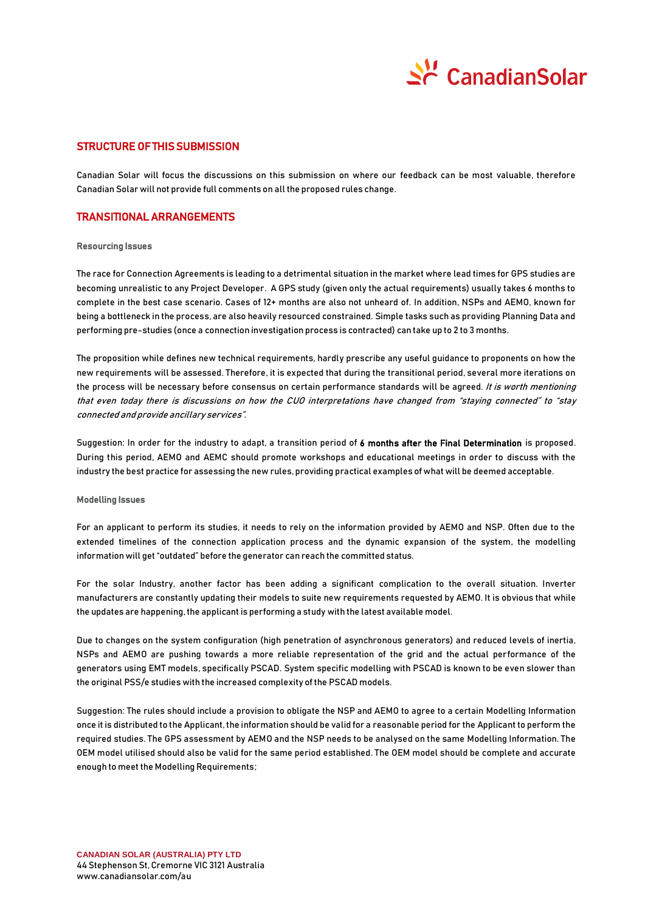## STRUCTURE OF THIS SUBMISSION

Canadian Solar will focus the discussions on this submission on where our feedback can be most valuable, therefore Canadian Solar will not provide full comments on all the proposed rules change.

## TRANSITIONAL ARRANGEMENTS

### Resourcing Issues

The race for Connection Agreements is leading to a detrimental situation in the market where lead times for GPS studies are becoming unrealistic to any Project Developer. A GPS study (given only the actual requirements) usually takes 6 months to complete in the best case scenario. Cases of 12+ months are also not unheard of. In addition, NSPs and AEMO, known for being a bottleneck in the process, are also heavily resourced constrained. Simple tasks such as providing Planning Data and performing pre-studies (once a connection investigation process is contracted) can take up to 2 to 3 months.

The proposition while defines new technical requirements, hardly prescribe any useful guidance to proponents on how the new requirements will be assessed. Therefore, it is expected that during the transitional period, several more iterations on the process will be necessary before consensus on certain performance standards will be agreed. *It is worth mentioning that even today there is discussions on how the CUO interpretations have changed from "staying connected" to "stay connected and provide ancillary services".*

Suggestion: In order for the industry to adapt, a transition period of **6 months after the Final Determination** is proposed. During this period, AEMO and AEMC should promote workshops and educational meetings in order to discuss with the industry the best practice for assessing the new rules, providing practical examples of what will be deemed acceptable.

### Modelling Issues

For an applicant to perform its studies, it needs to rely on the information provided by AEMO and NSP. Often due to the extended timelines of the connection application process and the dynamic expansion of the system, the modelling information will get "outdated" before the generator can reach the committed status.

For the solar Industry, another factor has been adding a significant complication to the overall situation. Inverter manufacturers are constantly updating their models to suite new requirements requested by AEMO. It is obvious that while the updates are happening, the applicant is performing a study with the latest available model.

Due to changes on the system configuration (high penetration of asynchronous generators) and reduced levels of inertia, NSPs and AEMO are pushing towards a more reliable representation of the grid and the actual performance of the generators using EMT models, specifically PSCAD. System specific modelling with PSCAD is known to be even slower than the original PSS/e studies with the increased complexity of the PSCAD models.

Suggestion: The rules should include a provision to obligate the NSP and AEMO to agree to a certain Modelling Information once it is distributed to the Applicant, the information should be valid for a reasonable period for the Applicant to perform the required studies. The GPS assessment by AEMO and the NSP needs to be analysed on the same Modelling Information. The OEM model utilised should also be valid for the same period established. The OEM model should be complete and accurate enough to meet the Modelling Requirements;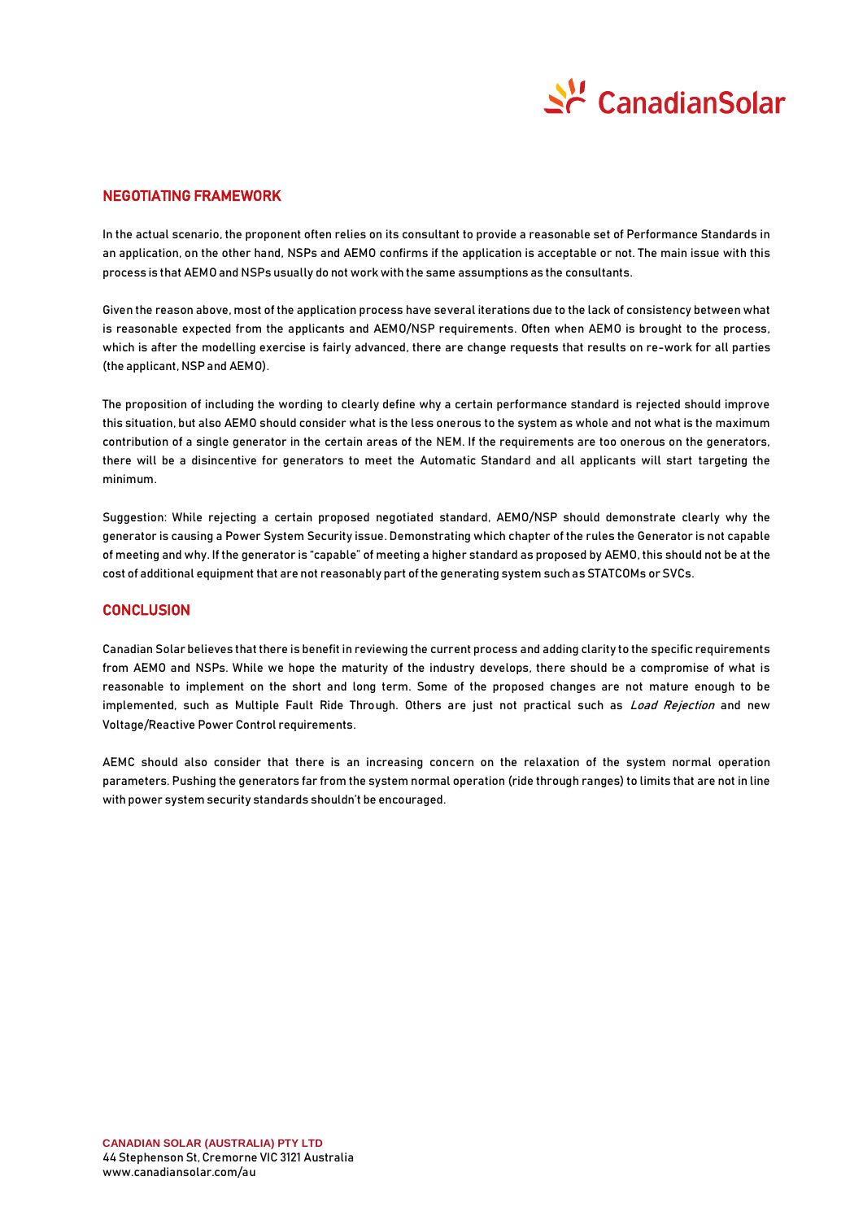## NEGOTIATING FRAMEWORK

In the actual scenario, the proponent often relies on its consultant to provide a reasonable set of Performance Standards in an application, on the other hand, NSPs and AEMO confirms if the application is acceptable or not. The main issue with this process is that AEMO and NSPs usually do not work with the same assumptions as the consultants.

Given the reason above, most of the application process have several iterations due to the lack of consistency between what is reasonable expected from the applicants and AEMO/NSP requirements. Often when AEMO is brought to the process, which is after the modelling exercise is fairly advanced, there are change requests that results on re-work for all parties (the applicant, NSP and AEMO).

The proposition of including the wording to clearly define why a certain performance standard is rejected should improve this situation, but also AEMO should consider what is the less onerous to the system as whole and not what is the maximum contribution of a single generator in the certain areas of the NEM. If the requirements are too onerous on the generators, there will be a disincentive for generators to meet the Automatic Standard and all applicants will start targeting the minimum.

Suggestion: While rejecting a certain proposed negotiated standard, AEMO/NSP should demonstrate clearly why the generator is causing a Power System Security issue. Demonstrating which chapter of the rules the Generator is not capable of meeting and why. If the generator is "capable" of meeting a higher standard as proposed by AEMO, this should not be at the cost of additional equipment that are not reasonably part of the generating system such as STATCOMs or SVCs.

## CONCLUSION

Canadian Solar believes that there is benefit in reviewing the current process and adding clarity to the specific requirements from AEMO and NSPs. While we hope the maturity of the industry develops, there should be a compromise of what is reasonable to implement on the short and long term. Some of the proposed changes are not mature enough to be implemented, such as Multiple Fault Ride Through. Others are just not practical such as *Load Rejection* and new Voltage/Reactive Power Control requirements.

AEMC should also consider that there is an increasing concern on the relaxation of the system normal operation parameters. Pushing the generators far from the system normal operation (ride through ranges) to limits that are not in line with power system security standards shouldn't be encouraged.